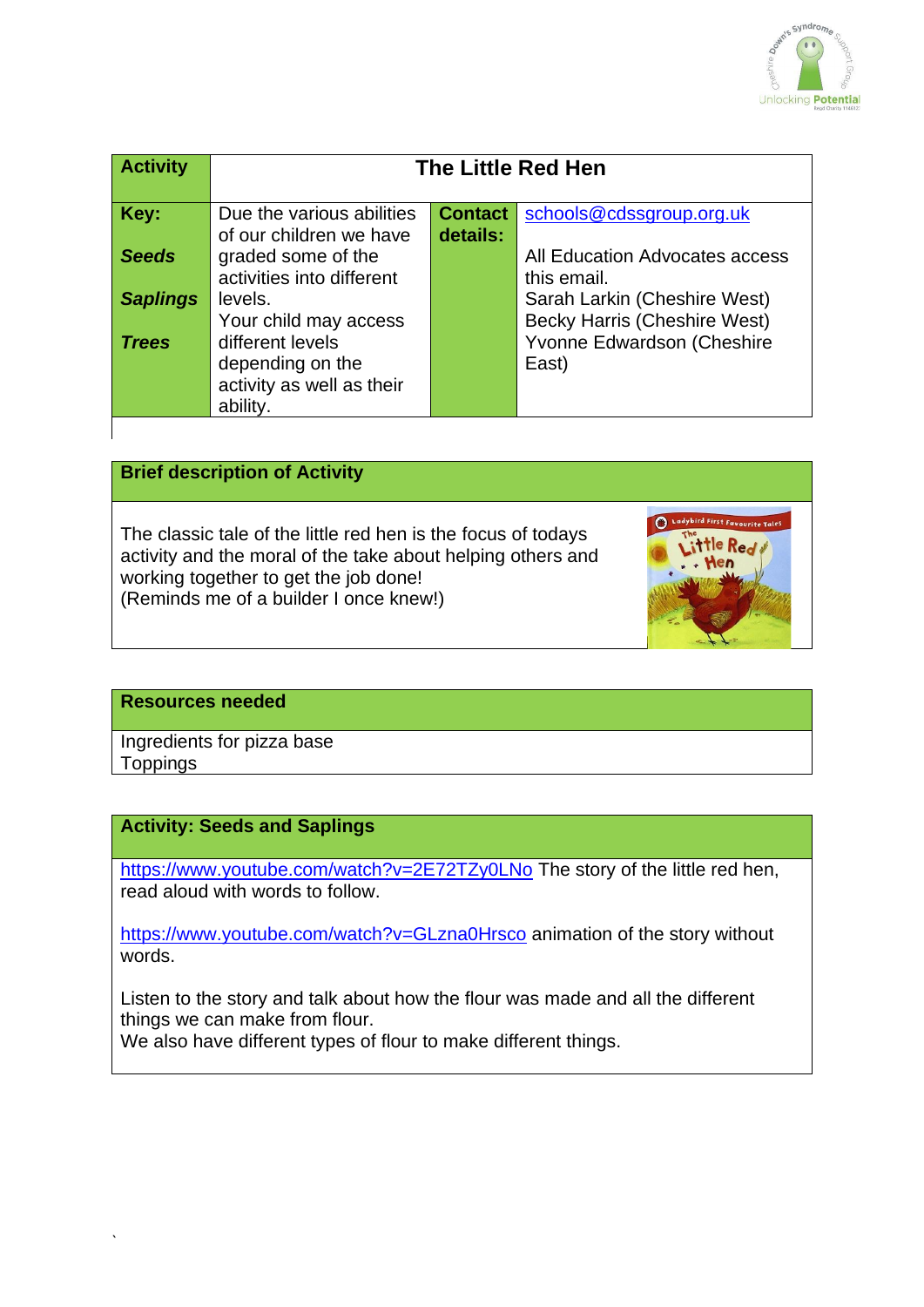| **Activity** | **The Little Red Hen** | | |
|---|---|---|---|
| **Key:**<br><br>***Seeds***<br><br>***Saplings***<br><br>***Trees*** | Due the various abilities of our children we have graded some of the activities into different levels.<br>Your child may access different levels depending on the activity as well as their ability. | **Contact details:** | schools@cdssgroup.org.uk<br><br>All Education Advocates access this email.<br>Sarah Larkin (Cheshire West)<br>Becky Harris (Cheshire West)<br>Yvonne Edwardson (Cheshire East) |

**Brief description of Activity**

The classic tale of the little red hen is the focus of todays activity and the moral of the take about helping others and working together to get the job done!
(Reminds me of a builder I once knew!)

**Resources needed**

Ingredients for pizza base
Toppings

**Activity: Seeds and Saplings**

https://www.youtube.com/watch?v=2E72TZy0LNo The story of the little red hen, read aloud with words to follow.

https://www.youtube.com/watch?v=GLzna0Hrsco animation of the story without words.

Listen to the story and talk about how the flour was made and all the different things we can make from flour.
We also have different types of flour to make different things.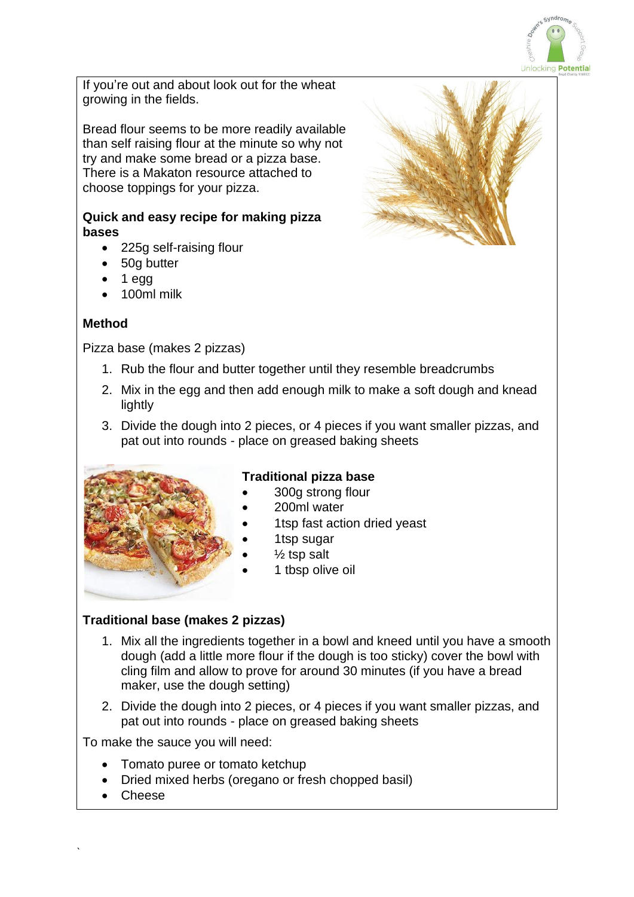If you're out and about look out for the wheat growing in the fields.

Bread flour seems to be more readily available than self raising flour at the minute so why not try and make some bread or a pizza base. There is a Makaton resource attached to choose toppings for your pizza.

**Quick and easy recipe for making pizza bases**

- 225g self-raising flour
- 50g butter
- 1 egg
- 100ml milk

**Method**

Pizza base (makes 2 pizzas)

1. Rub the flour and butter together until they resemble breadcrumbs
2. Mix in the egg and then add enough milk to make a soft dough and knead lightly
3. Divide the dough into 2 pieces, or 4 pieces if you want smaller pizzas, and pat out into rounds - place on greased baking sheets

**Traditional pizza base**

- 300g strong flour
- 200ml water
- 1tsp fast action dried yeast
- 1tsp sugar
- ½ tsp salt
- 1 tbsp olive oil

**Traditional base (makes 2 pizzas)**

1. Mix all the ingredients together in a bowl and kneed until you have a smooth dough (add a little more flour if the dough is too sticky) cover the bowl with cling film and allow to prove for around 30 minutes (if you have a bread maker, use the dough setting)
2. Divide the dough into 2 pieces, or 4 pieces if you want smaller pizzas, and pat out into rounds - place on greased baking sheets

To make the sauce you will need:

- Tomato puree or tomato ketchup
- Dried mixed herbs (oregano or fresh chopped basil)
- Cheese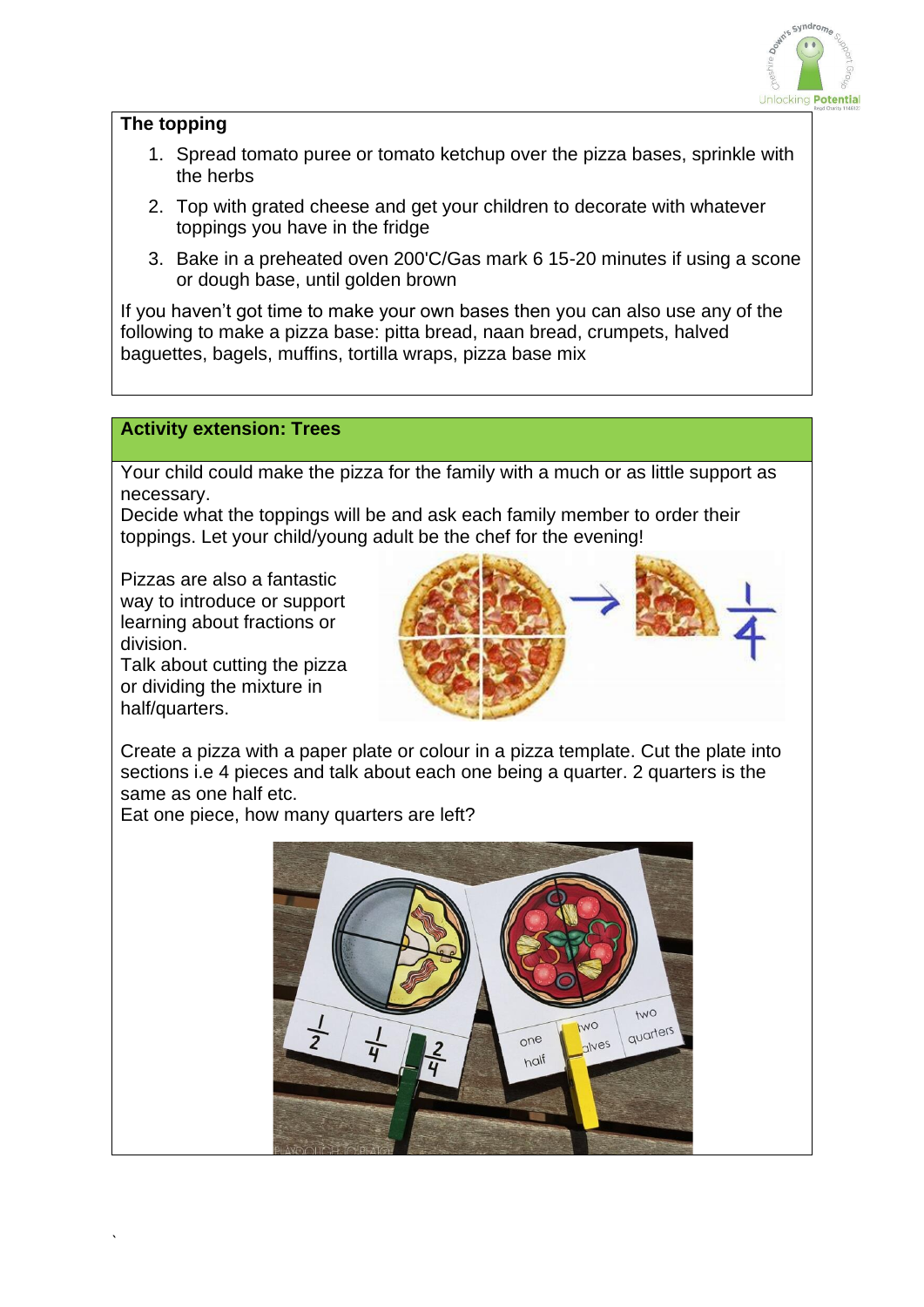**The topping**

1. Spread tomato puree or tomato ketchup over the pizza bases, sprinkle with the herbs
2. Top with grated cheese and get your children to decorate with whatever toppings you have in the fridge
3. Bake in a preheated oven 200'C/Gas mark 6 15-20 minutes if using a scone or dough base, until golden brown

If you haven't got time to make your own bases then you can also use any of the following to make a pizza base: pitta bread, naan bread, crumpets, halved baguettes, bagels, muffins, tortilla wraps, pizza base mix

**Activity extension: Trees**

Your child could make the pizza for the family with a much or as little support as necessary.
Decide what the toppings will be and ask each family member to order their toppings. Let your child/young adult be the chef for the evening!

Pizzas are also a fantastic way to introduce or support learning about fractions or division.
Talk about cutting the pizza or dividing the mixture in half/quarters.

Create a pizza with a paper plate or colour in a pizza template. Cut the plate into sections i.e 4 pieces and talk about each one being a quarter. 2 quarters is the same as one half etc.
Eat one piece, how many quarters are left?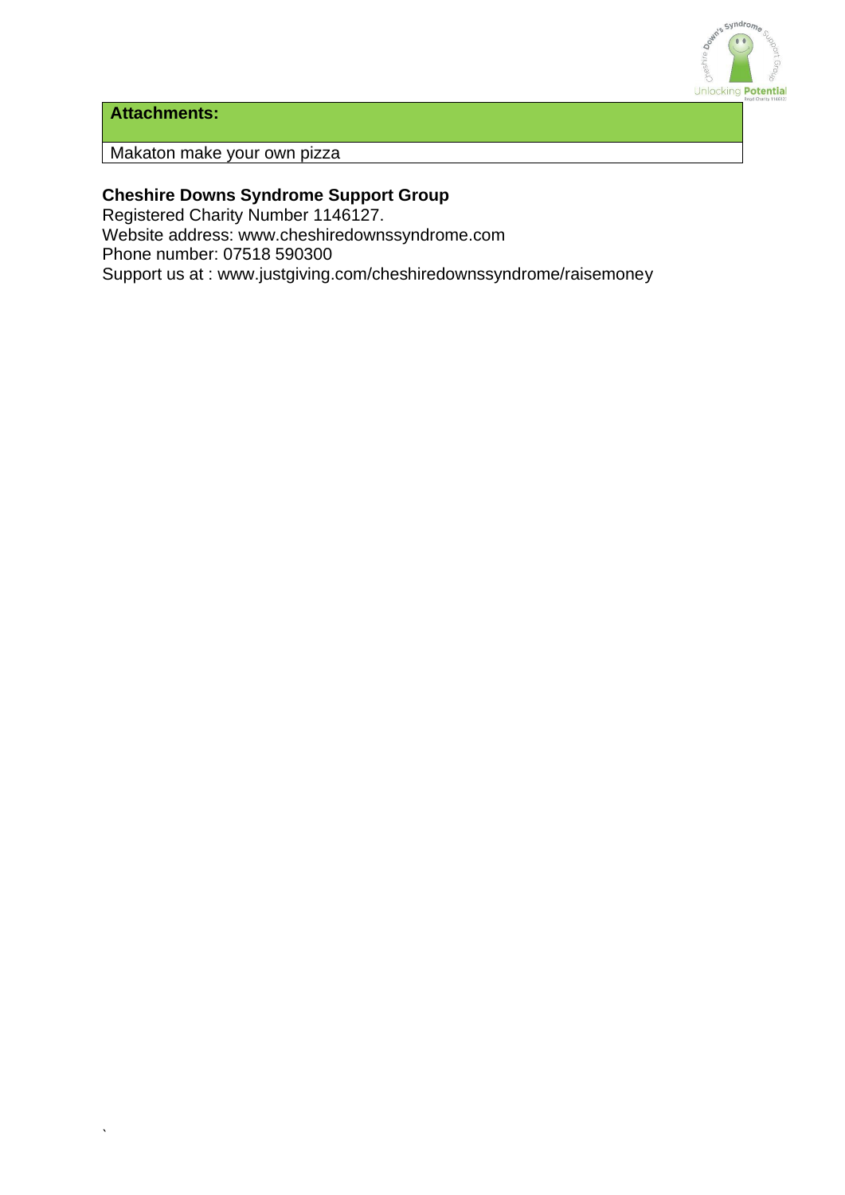| **Attachments:** |
| --- |
| Makaton make your own pizza |

**Cheshire Downs Syndrome Support Group**
Registered Charity Number 1146127.
Website address: www.cheshiredownssyndrome.com
Phone number: 07518 590300
Support us at : www.justgiving.com/cheshiredownssyndrome/raisemoney